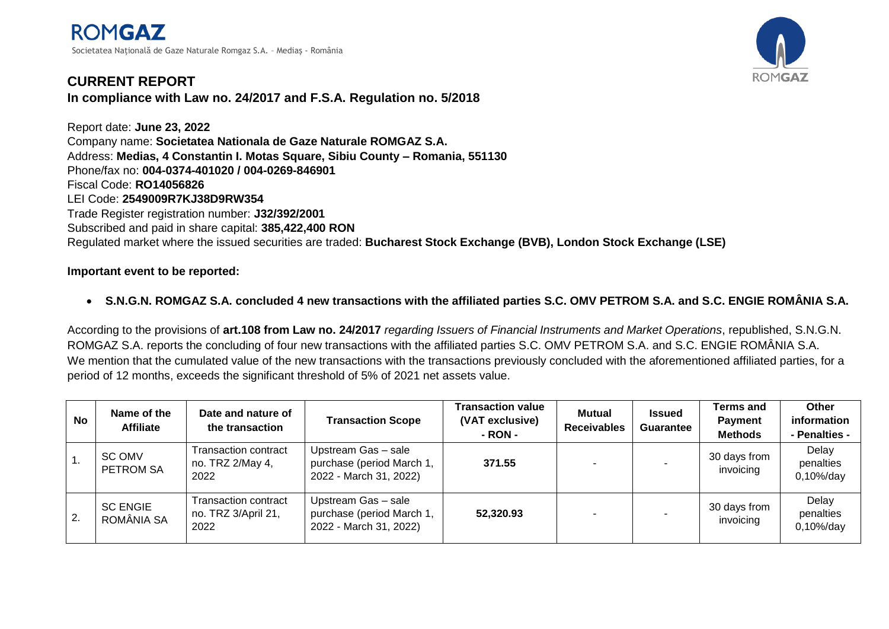**ROMGAZ**
Societatea Națională de Gaze Naturale Romgaz S.A. – Mediaș - România

## CURRENT REPORT

### In compliance with Law no. 24/2017 and F.S.A. Regulation no. 5/2018

Report date: **June 23, 2022**
Company name: **Societatea Nationala de Gaze Naturale ROMGAZ S.A.**
Address: **Medias, 4 Constantin I. Motas Square, Sibiu County – Romania, 551130**
Phone/fax no: **004-0374-401020 / 004-0269-846901**
Fiscal Code: **RO14056826**
LEI Code: **2549009R7KJ38D9RW354**
Trade Register registration number: **J32/392/2001**
Subscribed and paid in share capital: **385,422,400 RON**
Regulated market where the issued securities are traded: **Bucharest Stock Exchange (BVB), London Stock Exchange (LSE)**

**Important event to be reported:**

- **S.N.G.N. ROMGAZ S.A. concluded 4 new transactions with the affiliated parties S.C. OMV PETROM S.A. and S.C. ENGIE ROMÂNIA S.A.**

According to the provisions of **art.108 from Law no. 24/2017** *regarding Issuers of Financial Instruments and Market Operations*, republished, S.N.G.N. ROMGAZ S.A. reports the concluding of four new transactions with the affiliated parties S.C. OMV PETROM S.A. and S.C. ENGIE ROMÂNIA S.A.
We mention that the cumulated value of the new transactions with the transactions previously concluded with the aforementioned affiliated parties, for a period of 12 months, exceeds the significant threshold of 5% of 2021 net assets value.

| No | Name of the Affiliate | Date and nature of the transaction | Transaction Scope | Transaction value (VAT exclusive) - RON - | Mutual Receivables | Issued Guarantee | Terms and Payment Methods | Other information - Penalties - |
|---|---|---|---|---|---|---|---|---|
| 1. | SC OMV PETROM SA | Transaction contract no. TRZ 2/May 4, 2022 | Upstream Gas – sale purchase (period March 1, 2022 - March 31, 2022) | **371.55** | - | - | 30 days from invoicing | Delay penalties 0,10%/day |
| 2. | SC ENGIE ROMÂNIA SA | Transaction contract no. TRZ 3/April 21, 2022 | Upstream Gas – sale purchase (period March 1, 2022 - March 31, 2022) | **52,320.93** | - | - | 30 days from invoicing | Delay penalties 0,10%/day |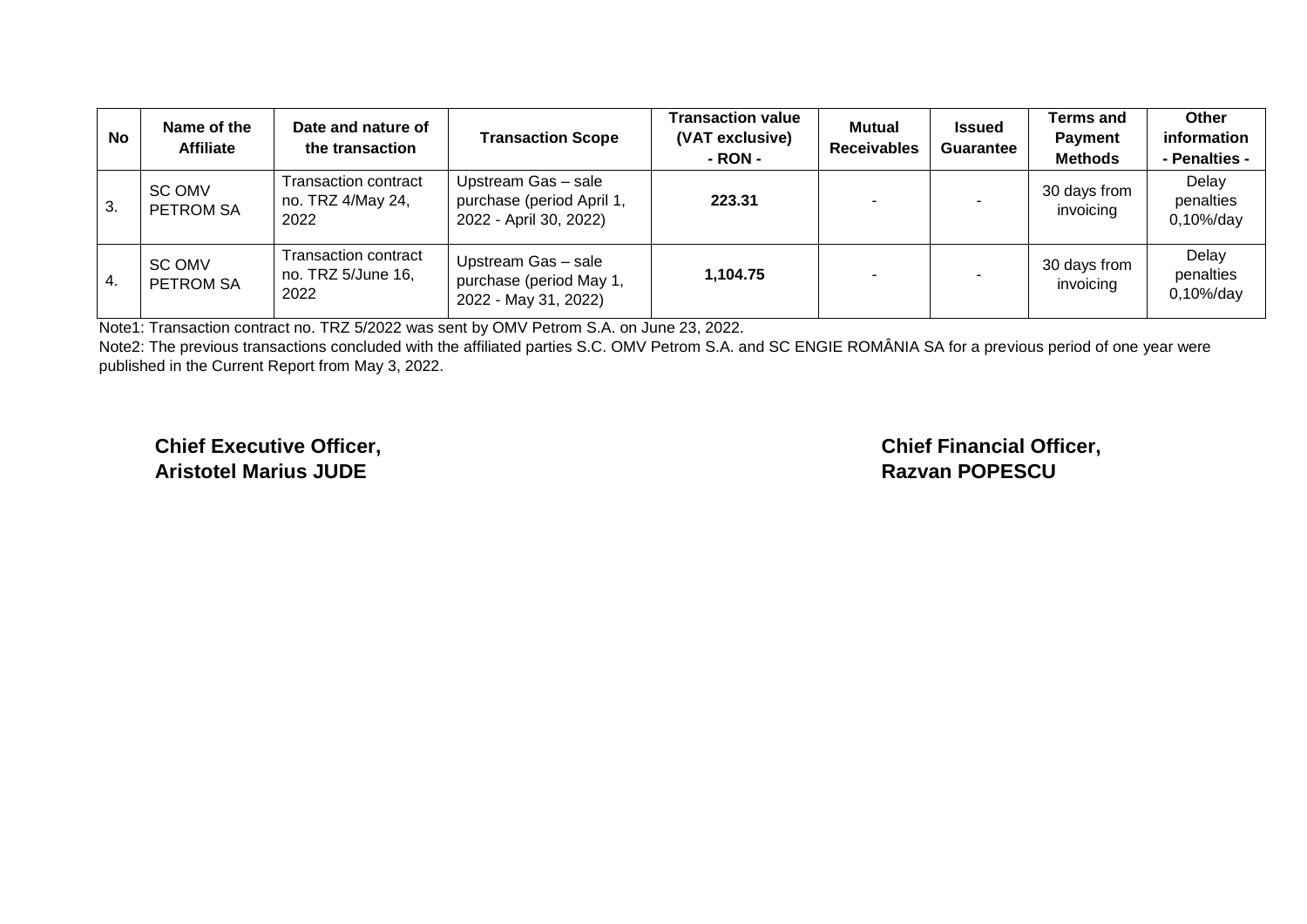| No | Name of the Affiliate | Date and nature of the transaction | Transaction Scope | Transaction value (VAT exclusive) - RON - | Mutual Receivables | Issued Guarantee | Terms and Payment Methods | Other information - Penalties - |
|---|---|---|---|---|---|---|---|---|
| 3. | SC OMV PETROM SA | Transaction contract no. TRZ 4/May 24, 2022 | Upstream Gas – sale purchase (period April 1, 2022 - April 30, 2022) | **223.31** | - | - | 30 days from invoicing | Delay penalties 0,10%/day |
| 4. | SC OMV PETROM SA | Transaction contract no. TRZ 5/June 16, 2022 | Upstream Gas – sale purchase (period May 1, 2022 - May 31, 2022) | **1,104.75** | - | - | 30 days from invoicing | Delay penalties 0,10%/day |

Note1: Transaction contract no. TRZ 5/2022 was sent by OMV Petrom S.A. on June 23, 2022.

Note2: The previous transactions concluded with the affiliated parties S.C. OMV Petrom S.A. and SC ENGIE ROMÂNIA SA for a previous period of one year were published in the Current Report from May 3, 2022.

**Chief Executive Officer,**
**Aristotel Marius JUDE**

**Chief Financial Officer,**
**Razvan POPESCU**